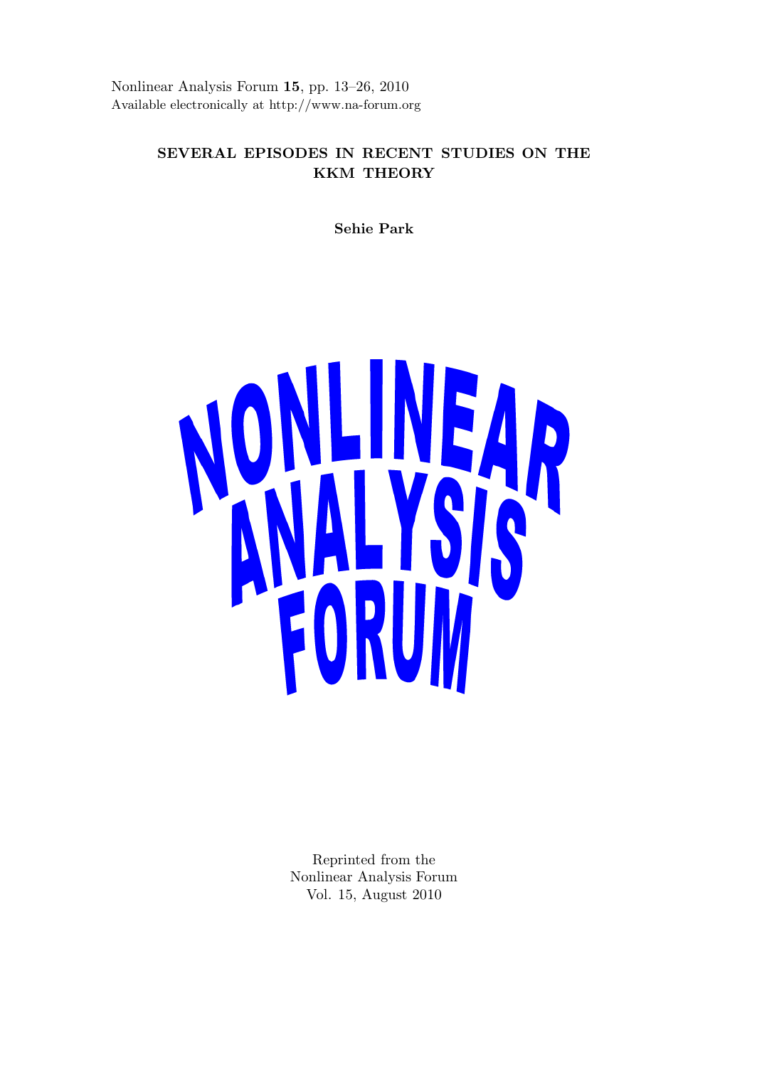Nonlinear Analysis Forum **15**, pp. 13–26, 2010
Available electronically at http://www.na-forum.org

# SEVERAL EPISODES IN RECENT STUDIES ON THE KKM THEORY

**Sehie Park**

NONLINEAR ANALYSIS FORUM

Reprinted from the
Nonlinear Analysis Forum
Vol. 15, August 2010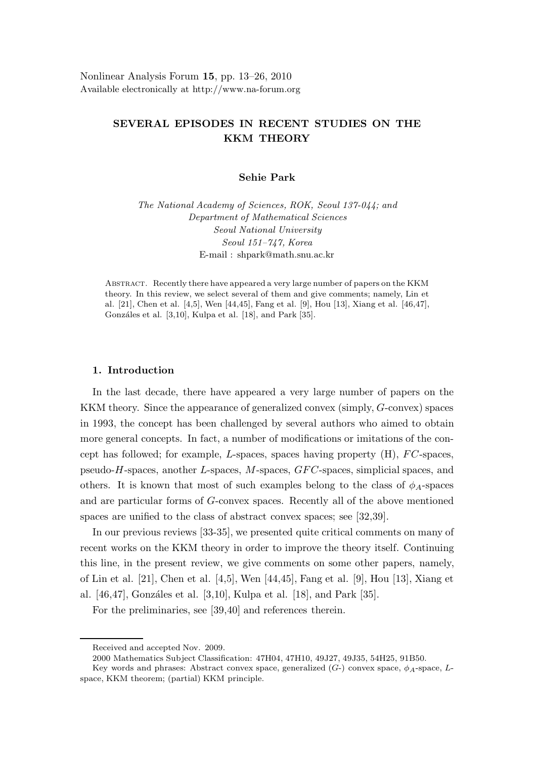Nonlinear Analysis Forum **15**, pp. 13–26, 2010
Available electronically at http://www.na-forum.org

# SEVERAL EPISODES IN RECENT STUDIES ON THE KKM THEORY

**Sehie Park**

*The National Academy of Sciences, ROK, Seoul 137-044; and*
*Department of Mathematical Sciences*
*Seoul National University*
*Seoul 151–747, Korea*
E-mail : shpark@math.snu.ac.kr

Abstract. Recently there have appeared a very large number of papers on the KKM theory. In this review, we select several of them and give comments; namely, Lin et al. [21], Chen et al. [4,5], Wen [44,45], Fang et al. [9], Hou [13], Xiang et al. [46,47], Gonzáles et al. [3,10], Kulpa et al. [18], and Park [35].

## 1. Introduction

In the last decade, there have appeared a very large number of papers on the KKM theory. Since the appearance of generalized convex (simply, $G$-convex) spaces in 1993, the concept has been challenged by several authors who aimed to obtain more general concepts. In fact, a number of modifications or imitations of the concept has followed; for example, $L$-spaces, spaces having property (H), $FC$-spaces, pseudo-$H$-spaces, another $L$-spaces, $M$-spaces, $GFC$-spaces, simplicial spaces, and others. It is known that most of such examples belong to the class of $\phi_A$-spaces and are particular forms of $G$-convex spaces. Recently all of the above mentioned spaces are unified to the class of abstract convex spaces; see [32,39].

In our previous reviews [33-35], we presented quite critical comments on many of recent works on the KKM theory in order to improve the theory itself. Continuing this line, in the present review, we give comments on some other papers, namely, of Lin et al. [21], Chen et al. [4,5], Wen [44,45], Fang et al. [9], Hou [13], Xiang et al. [46,47], Gonzáles et al. [3,10], Kulpa et al. [18], and Park [35].

For the preliminaries, see [39,40] and references therein.

Received and accepted Nov. 2009.

2000 Mathematics Subject Classification: 47H04, 47H10, 49J27, 49J35, 54H25, 91B50.

Key words and phrases: Abstract convex space, generalized ($G$-) convex space, $\phi_A$-space, $L$-space, KKM theorem; (partial) KKM principle.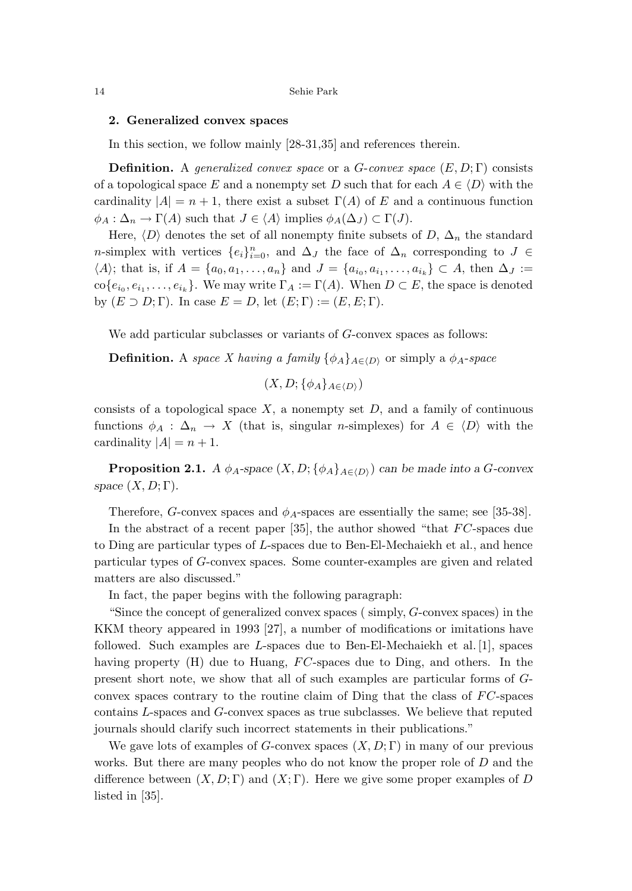## 2. Generalized convex spaces

In this section, we follow mainly [28-31,35] and references therein.

**Definition.** A *generalized convex space* or a *G-convex space* $(E, D; \Gamma)$ consists of a topological space $E$ and a nonempty set $D$ such that for each $A \in \langle D \rangle$ with the cardinality $|A| = n + 1$, there exist a subset $\Gamma(A)$ of $E$ and a continuous function $\phi_A : \Delta_n \to \Gamma(A)$ such that $J \in \langle A \rangle$ implies $\phi_A(\Delta_J) \subset \Gamma(J)$.

Here, $\langle D \rangle$ denotes the set of all nonempty finite subsets of $D$, $\Delta_n$ the standard $n$-simplex with vertices $\{e_i\}_{i=0}^n$, and $\Delta_J$ the face of $\Delta_n$ corresponding to $J \in \langle A \rangle$; that is, if $A = \{a_0, a_1, \ldots, a_n\}$ and $J = \{a_{i_0}, a_{i_1}, \ldots, a_{i_k}\} \subset A$, then $\Delta_J := \mathrm{co}\{e_{i_0}, e_{i_1}, \ldots, e_{i_k}\}$. We may write $\Gamma_A := \Gamma(A)$. When $D \subset E$, the space is denoted by $(E \supset D; \Gamma)$. In case $E = D$, let $(E; \Gamma) := (E, E; \Gamma)$.

We add particular subclasses or variants of $G$-convex spaces as follows:

**Definition.** A *space $X$ having a family* $\{\phi_A\}_{A \in \langle D \rangle}$ or simply a *$\phi_A$-space*

$$(X, D; \{\phi_A\}_{A \in \langle D \rangle})$$

consists of a topological space $X$, a nonempty set $D$, and a family of continuous functions $\phi_A : \Delta_n \to X$ (that is, singular $n$-simplexes) for $A \in \langle D \rangle$ with the cardinality $|A| = n + 1$.

**Proposition 2.1.** *A $\phi_A$-space $(X, D; \{\phi_A\}_{A \in \langle D \rangle})$ can be made into a $G$-convex space $(X, D; \Gamma)$.*

Therefore, $G$-convex spaces and $\phi_A$-spaces are essentially the same; see [35-38].

In the abstract of a recent paper [35], the author showed "that $FC$-spaces due to Ding are particular types of $L$-spaces due to Ben-El-Mechaiekh et al., and hence particular types of $G$-convex spaces. Some counter-examples are given and related matters are also discussed."

In fact, the paper begins with the following paragraph:

"Since the concept of generalized convex spaces ( simply, $G$-convex spaces) in the KKM theory appeared in 1993 [27], a number of modifications or imitations have followed. Such examples are $L$-spaces due to Ben-El-Mechaiekh et al. [1], spaces having property (H) due to Huang, $FC$-spaces due to Ding, and others. In the present short note, we show that all of such examples are particular forms of $G$-convex spaces contrary to the routine claim of Ding that the class of $FC$-spaces contains $L$-spaces and $G$-convex spaces as true subclasses. We believe that reputed journals should clarify such incorrect statements in their publications."

We gave lots of examples of $G$-convex spaces $(X, D; \Gamma)$ in many of our previous works. But there are many peoples who do not know the proper role of $D$ and the difference between $(X, D; \Gamma)$ and $(X; \Gamma)$. Here we give some proper examples of $D$ listed in [35].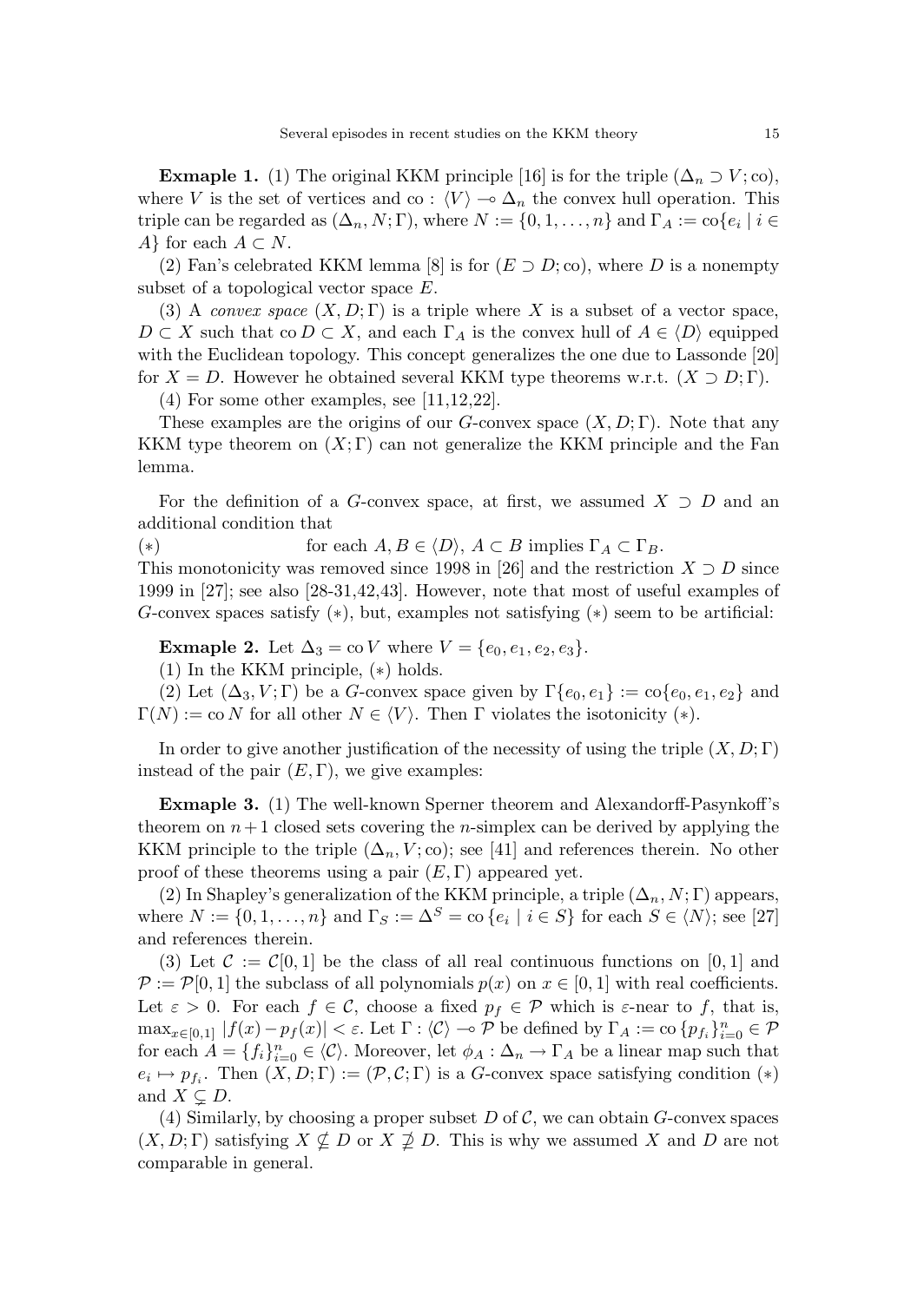**Exmaple 1.** (1) The original KKM principle [16] is for the triple $(\Delta_n \supset V; \mathrm{co})$, where $V$ is the set of vertices and $\mathrm{co} : \langle V \rangle \multimap \Delta_n$ the convex hull operation. This triple can be regarded as $(\Delta_n, N; \Gamma)$, where $N := \{0, 1, \ldots, n\}$ and $\Gamma_A := \mathrm{co}\{e_i \mid i \in A\}$ for each $A \subset N$.

(2) Fan's celebrated KKM lemma [8] is for $(E \supset D; \mathrm{co})$, where $D$ is a nonempty subset of a topological vector space $E$.

(3) A *convex space* $(X, D; \Gamma)$ is a triple where $X$ is a subset of a vector space, $D \subset X$ such that $\mathrm{co}\, D \subset X$, and each $\Gamma_A$ is the convex hull of $A \in \langle D \rangle$ equipped with the Euclidean topology. This concept generalizes the one due to Lassonde [20] for $X = D$. However he obtained several KKM type theorems w.r.t. $(X \supset D; \Gamma)$.

(4) For some other examples, see [11,12,22].

These examples are the origins of our $G$-convex space $(X, D; \Gamma)$. Note that any KKM type theorem on $(X; \Gamma)$ can not generalize the KKM principle and the Fan lemma.

For the definition of a $G$-convex space, at first, we assumed $X \supset D$ and an additional condition that

$(*)$ for each $A, B \in \langle D \rangle$, $A \subset B$ implies $\Gamma_A \subset \Gamma_B$.

This monotonicity was removed since 1998 in [26] and the restriction $X \supset D$ since 1999 in [27]; see also [28-31,42,43]. However, note that most of useful examples of $G$-convex spaces satisfy $(*)$, but, examples not satisfying $(*)$ seem to be artificial:

**Exmaple 2.** Let $\Delta_3 = \mathrm{co}\, V$ where $V = \{e_0, e_1, e_2, e_3\}$.

(1) In the KKM principle, $(*)$ holds.

(2) Let $(\Delta_3, V; \Gamma)$ be a $G$-convex space given by $\Gamma\{e_0, e_1\} := \mathrm{co}\{e_0, e_1, e_2\}$ and $\Gamma(N) := \mathrm{co}\, N$ for all other $N \in \langle V \rangle$. Then $\Gamma$ violates the isotonicity $(*)$.

In order to give another justification of the necessity of using the triple $(X, D; \Gamma)$ instead of the pair $(E, \Gamma)$, we give examples:

**Exmaple 3.** (1) The well-known Sperner theorem and Alexandorff-Pasynkoff's theorem on $n+1$ closed sets covering the $n$-simplex can be derived by applying the KKM principle to the triple $(\Delta_n, V; \mathrm{co})$; see [41] and references therein. No other proof of these theorems using a pair $(E, \Gamma)$ appeared yet.

(2) In Shapley's generalization of the KKM principle, a triple $(\Delta_n, N; \Gamma)$ appears, where $N := \{0, 1, \ldots, n\}$ and $\Gamma_S := \Delta^S = \mathrm{co}\,\{e_i \mid i \in S\}$ for each $S \in \langle N \rangle$; see [27] and references therein.

(3) Let $\mathcal{C} := \mathcal{C}[0, 1]$ be the class of all real continuous functions on $[0, 1]$ and $\mathcal{P} := \mathcal{P}[0, 1]$ the subclass of all polynomials $p(x)$ on $x \in [0, 1]$ with real coefficients. Let $\varepsilon > 0$. For each $f \in \mathcal{C}$, choose a fixed $p_f \in \mathcal{P}$ which is $\varepsilon$-near to $f$, that is, $\max_{x \in [0,1]} |f(x) - p_f(x)| < \varepsilon$. Let $\Gamma : \langle \mathcal{C} \rangle \multimap \mathcal{P}$ be defined by $\Gamma_A := \mathrm{co}\,\{p_{f_i}\}_{i=0}^n \in \mathcal{P}$ for each $A = \{f_i\}_{i=0}^n \in \langle \mathcal{C} \rangle$. Moreover, let $\phi_A : \Delta_n \to \Gamma_A$ be a linear map such that $e_i \mapsto p_{f_i}$. Then $(X, D; \Gamma) := (\mathcal{P}, \mathcal{C}; \Gamma)$ is a $G$-convex space satisfying condition $(*)$ and $X \subsetneq D$.

(4) Similarly, by choosing a proper subset $D$ of $\mathcal{C}$, we can obtain $G$-convex spaces $(X, D; \Gamma)$ satisfying $X \nsubseteq D$ or $X \nsupseteq D$. This is why we assumed $X$ and $D$ are not comparable in general.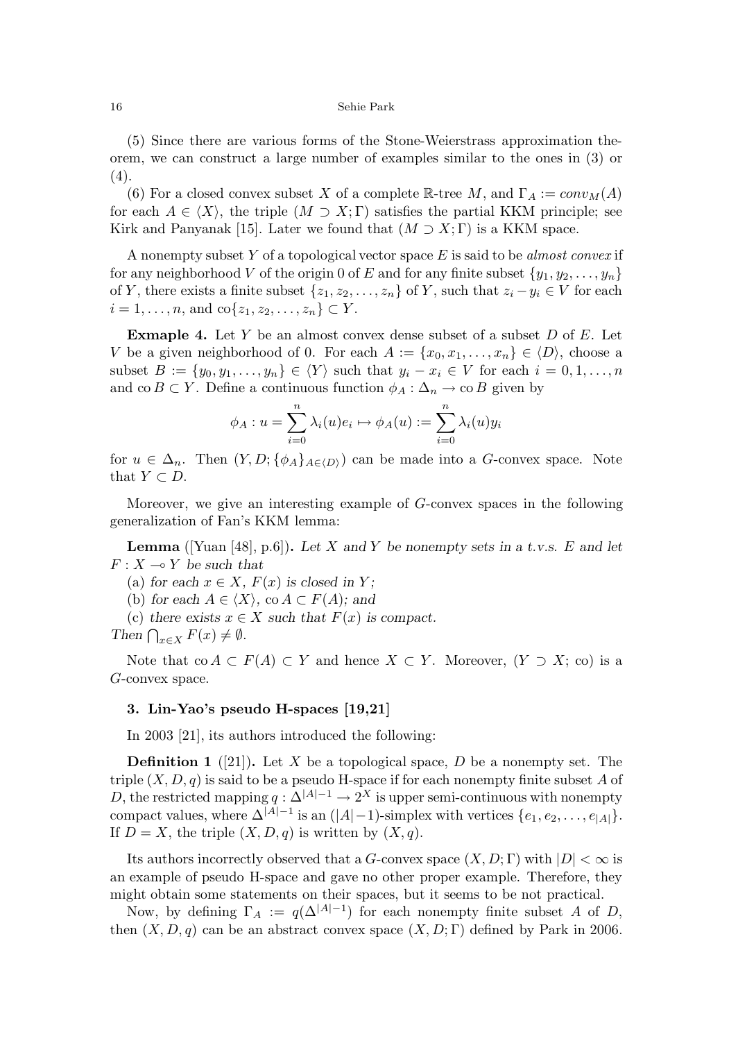(5) Since there are various forms of the Stone-Weierstrass approximation theorem, we can construct a large number of examples similar to the ones in (3) or (4).

(6) For a closed convex subset $X$ of a complete $\mathbb{R}$-tree $M$, and $\Gamma_A := conv_M(A)$ for each $A \in \langle X \rangle$, the triple $(M \supset X; \Gamma)$ satisfies the partial KKM principle; see Kirk and Panyanak [15]. Later we found that $(M \supset X; \Gamma)$ is a KKM space.

A nonempty subset $Y$ of a topological vector space $E$ is said to be *almost convex* if for any neighborhood $V$ of the origin 0 of $E$ and for any finite subset $\{y_1, y_2, \ldots, y_n\}$ of $Y$, there exists a finite subset $\{z_1, z_2, \ldots, z_n\}$ of $Y$, such that $z_i - y_i \in V$ for each $i = 1, \ldots, n$, and $\mathrm{co}\{z_1, z_2, \ldots, z_n\} \subset Y$.

**Exmaple 4.** Let $Y$ be an almost convex dense subset of a subset $D$ of $E$. Let $V$ be a given neighborhood of 0. For each $A := \{x_0, x_1, \ldots, x_n\} \in \langle D \rangle$, choose a subset $B := \{y_0, y_1, \ldots, y_n\} \in \langle Y \rangle$ such that $y_i - x_i \in V$ for each $i = 0, 1, \ldots, n$ and $\mathrm{co}\, B \subset Y$. Define a continuous function $\phi_A : \Delta_n \to \mathrm{co}\, B$ given by

$$\phi_A : u = \sum_{i=0}^{n} \lambda_i(u) e_i \mapsto \phi_A(u) := \sum_{i=0}^{n} \lambda_i(u) y_i$$

for $u \in \Delta_n$. Then $(Y, D; \{\phi_A\}_{A \in \langle D \rangle})$ can be made into a $G$-convex space. Note that $Y \subset D$.

Moreover, we give an interesting example of $G$-convex spaces in the following generalization of Fan's KKM lemma:

**Lemma** ([Yuan [48], p.6]). *Let $X$ and $Y$ be nonempty sets in a t.v.s. $E$ and let $F : X \multimap Y$ be such that*

(a) *for each $x \in X$, $F(x)$ is closed in $Y$;*

(b) *for each $A \in \langle X \rangle$, $\mathrm{co}\, A \subset F(A)$; and*

(c) *there exists $x \in X$ such that $F(x)$ is compact.*

*Then $\bigcap_{x \in X} F(x) \neq \emptyset$.*

Note that $\mathrm{co}\, A \subset F(A) \subset Y$ and hence $X \subset Y$. Moreover, $(Y \supset X;\ \mathrm{co})$ is a $G$-convex space.

## 3. Lin-Yao's pseudo H-spaces [19,21]

In 2003 [21], its authors introduced the following:

**Definition 1** ([21]). Let $X$ be a topological space, $D$ be a nonempty set. The triple $(X, D, q)$ is said to be a pseudo H-space if for each nonempty finite subset $A$ of $D$, the restricted mapping $q : \Delta^{|A|-1} \to 2^X$ is upper semi-continuous with nonempty compact values, where $\Delta^{|A|-1}$ is an $(|A|-1)$-simplex with vertices $\{e_1, e_2, \ldots, e_{|A|}\}$. If $D = X$, the triple $(X, D, q)$ is written by $(X, q)$.

Its authors incorrectly observed that a $G$-convex space $(X, D; \Gamma)$ with $|D| < \infty$ is an example of pseudo H-space and gave no other proper example. Therefore, they might obtain some statements on their spaces, but it seems to be not practical.

Now, by defining $\Gamma_A := q(\Delta^{|A|-1})$ for each nonempty finite subset $A$ of $D$, then $(X, D, q)$ can be an abstract convex space $(X, D; \Gamma)$ defined by Park in 2006.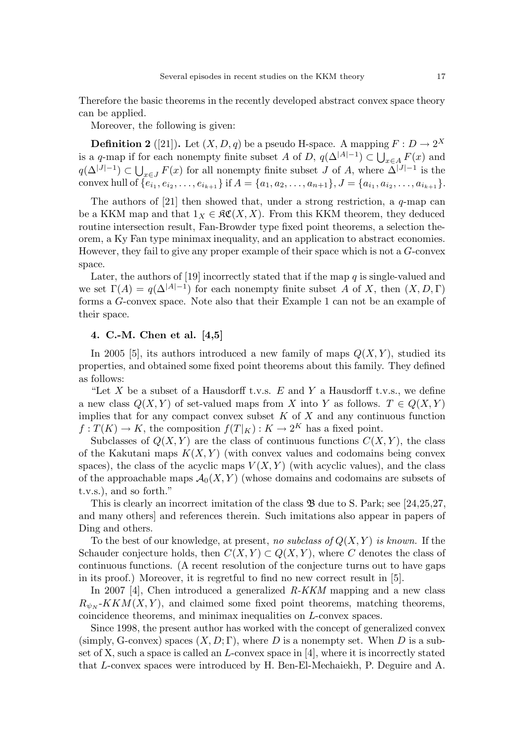Therefore the basic theorems in the recently developed abstract convex space theory can be applied.

Moreover, the following is given:

**Definition 2** ([21])**.** Let $(X, D, q)$ be a pseudo H-space. A mapping $F : D \to 2^X$ is a $q$-map if for each nonempty finite subset $A$ of $D$, $q(\Delta^{|A|-1}) \subset \bigcup_{x \in A} F(x)$ and $q(\Delta^{|J|-1}) \subset \bigcup_{x \in J} F(x)$ for all nonempty finite subset $J$ of $A$, where $\Delta^{|J|-1}$ is the convex hull of $\{e_{i_1}, e_{i_2}, \ldots, e_{i_{k+1}}\}$ if $A = \{a_1, a_2, \ldots, a_{n+1}\}$, $J = \{a_{i_1}, a_{i_2}, \ldots, a_{i_{k+1}}\}$.

The authors of [21] then showed that, under a strong restriction, a $q$-map can be a KKM map and that $1_X \in \mathfrak{KC}(X, X)$. From this KKM theorem, they deduced routine intersection result, Fan-Browder type fixed point theorems, a selection theorem, a Ky Fan type minimax inequality, and an application to abstract economies. However, they fail to give any proper example of their space which is not a $G$-convex space.

Later, the authors of [19] incorrectly stated that if the map $q$ is single-valued and we set $\Gamma(A) = q(\Delta^{|A|-1})$ for each nonempty finite subset $A$ of $X$, then $(X, D, \Gamma)$ forms a $G$-convex space. Note also that their Example 1 can not be an example of their space.

## 4. C.-M. Chen et al. [4,5]

In 2005 [5], its authors introduced a new family of maps $Q(X, Y)$, studied its properties, and obtained some fixed point theorems about this family. They defined as follows:

"Let $X$ be a subset of a Hausdorff t.v.s. $E$ and $Y$ a Hausdorff t.v.s., we define a new class $Q(X, Y)$ of set-valued maps from $X$ into $Y$ as follows. $T \in Q(X, Y)$ implies that for any compact convex subset $K$ of $X$ and any continuous function $f : T(K) \to K$, the composition $f(T|_K) : K \to 2^K$ has a fixed point.

Subclasses of $Q(X, Y)$ are the class of continuous functions $C(X, Y)$, the class of the Kakutani maps $K(X, Y)$ (with convex values and codomains being convex spaces), the class of the acyclic maps $V(X, Y)$ (with acyclic values), and the class of the approachable maps $\mathcal{A}_0(X, Y)$ (whose domains and codomains are subsets of t.v.s.), and so forth."

This is clearly an incorrect imitation of the class $\mathfrak{B}$ due to S. Park; see [24,25,27, and many others] and references therein. Such imitations also appear in papers of Ding and others.

To the best of our knowledge, at present, *no subclass of $Q(X, Y)$ is known.* If the Schauder conjecture holds, then $C(X, Y) \subset Q(X, Y)$, where $C$ denotes the class of continuous functions. (A recent resolution of the conjecture turns out to have gaps in its proof.) Moreover, it is regretful to find no new correct result in [5].

In 2007 [4], Chen introduced a generalized *R-KKM* mapping and a new class $R_{\psi_N}$-$KKM(X, Y)$, and claimed some fixed point theorems, matching theorems, coincidence theorems, and minimax inequalities on $L$-convex spaces.

Since 1998, the present author has worked with the concept of generalized convex (simply, G-convex) spaces $(X, D; \Gamma)$, where $D$ is a nonempty set. When $D$ is a subset of X, such a space is called an $L$-convex space in [4], where it is incorrectly stated that $L$-convex spaces were introduced by H. Ben-El-Mechaiekh, P. Deguire and A.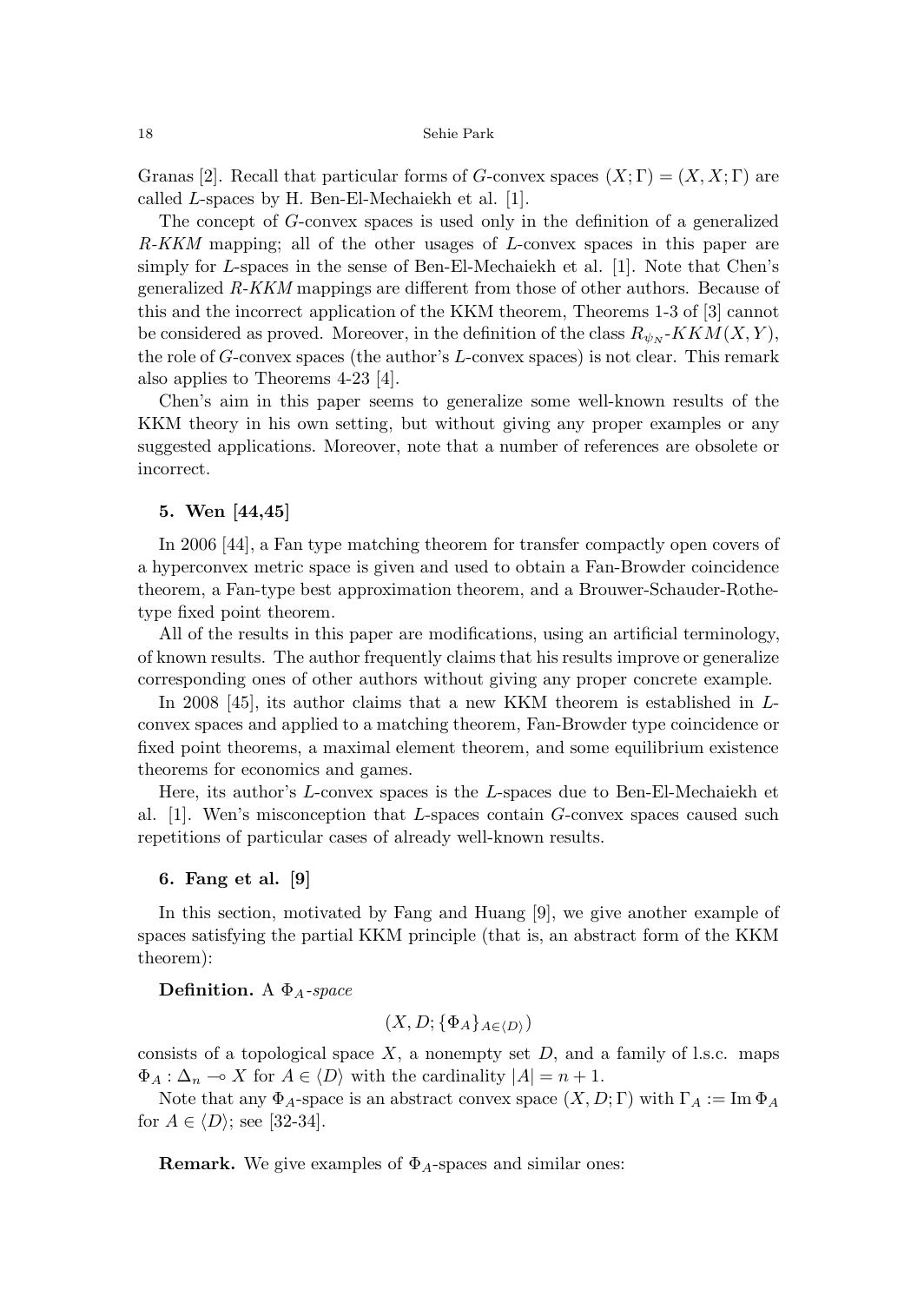Granas [2]. Recall that particular forms of $G$-convex spaces $(X;\Gamma) = (X, X;\Gamma)$ are called $L$-spaces by H. Ben-El-Mechaiekh et al. [1].

The concept of $G$-convex spaces is used only in the definition of a generalized $R$-$KKM$ mapping; all of the other usages of $L$-convex spaces in this paper are simply for $L$-spaces in the sense of Ben-El-Mechaiekh et al. [1]. Note that Chen's generalized $R$-$KKM$ mappings are different from those of other authors. Because of this and the incorrect application of the KKM theorem, Theorems 1-3 of [3] cannot be considered as proved. Moreover, in the definition of the class $R_{\psi_N}$-$KKM(X,Y)$, the role of $G$-convex spaces (the author's $L$-convex spaces) is not clear. This remark also applies to Theorems 4-23 [4].

Chen's aim in this paper seems to generalize some well-known results of the KKM theory in his own setting, but without giving any proper examples or any suggested applications. Moreover, note that a number of references are obsolete or incorrect.

## 5. Wen [44,45]

In 2006 [44], a Fan type matching theorem for transfer compactly open covers of a hyperconvex metric space is given and used to obtain a Fan-Browder coincidence theorem, a Fan-type best approximation theorem, and a Brouwer-Schauder-Rothe-type fixed point theorem.

All of the results in this paper are modifications, using an artificial terminology, of known results. The author frequently claims that his results improve or generalize corresponding ones of other authors without giving any proper concrete example.

In 2008 [45], its author claims that a new KKM theorem is established in $L$-convex spaces and applied to a matching theorem, Fan-Browder type coincidence or fixed point theorems, a maximal element theorem, and some equilibrium existence theorems for economics and games.

Here, its author's $L$-convex spaces is the $L$-spaces due to Ben-El-Mechaiekh et al. [1]. Wen's misconception that $L$-spaces contain $G$-convex spaces caused such repetitions of particular cases of already well-known results.

## 6. Fang et al. [9]

In this section, motivated by Fang and Huang [9], we give another example of spaces satisfying the partial KKM principle (that is, an abstract form of the KKM theorem):

**Definition.** A $\Phi_A$*-space*

$$(X, D; \{\Phi_A\}_{A\in\langle D\rangle})$$

consists of a topological space $X$, a nonempty set $D$, and a family of l.s.c. maps $\Phi_A : \Delta_n \multimap X$ for $A \in \langle D\rangle$ with the cardinality $|A| = n + 1$.

Note that any $\Phi_A$-space is an abstract convex space $(X, D;\Gamma)$ with $\Gamma_A := \operatorname{Im} \Phi_A$ for $A \in \langle D\rangle$; see [32-34].

**Remark.** We give examples of $\Phi_A$-spaces and similar ones: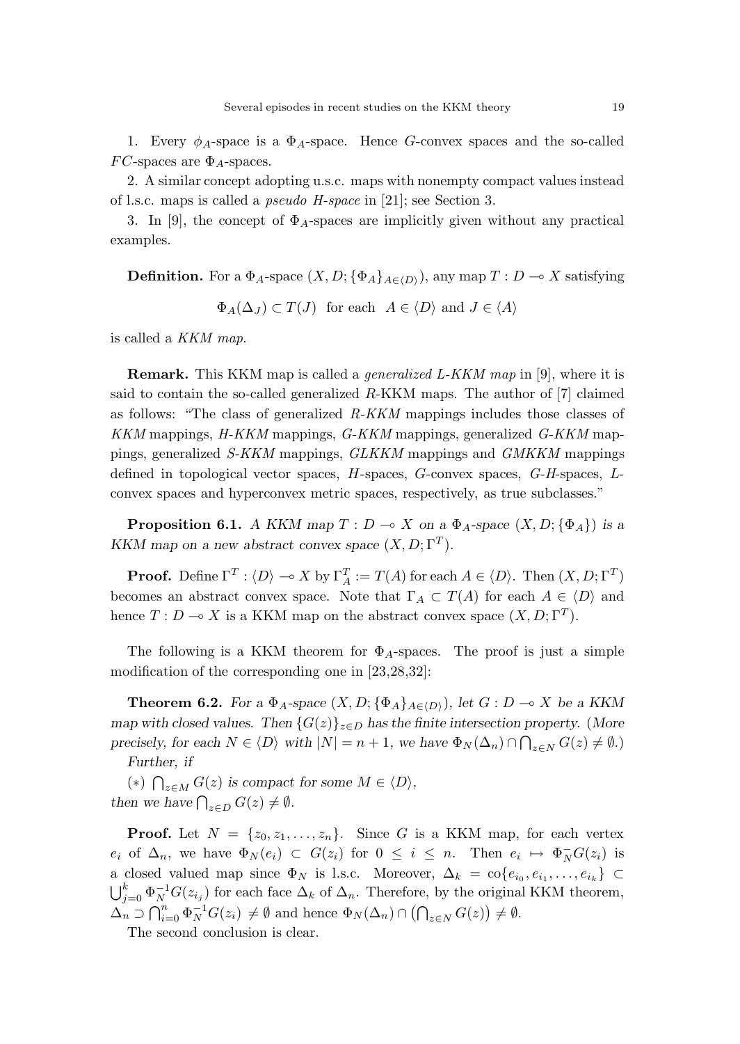1. Every $\phi_A$-space is a $\Phi_A$-space. Hence $G$-convex spaces and the so-called $FC$-spaces are $\Phi_A$-spaces.

2. A similar concept adopting u.s.c. maps with nonempty compact values instead of l.s.c. maps is called a *pseudo H-space* in [21]; see Section 3.

3. In [9], the concept of $\Phi_A$-spaces are implicitly given without any practical examples.

**Definition.** For a $\Phi_A$-space $(X, D; \{\Phi_A\}_{A\in\langle D\rangle})$, any map $T : D \multimap X$ satisfying

$$\Phi_A(\Delta_J) \subset T(J) \quad \text{for each} \quad A \in \langle D\rangle \text{ and } J \in \langle A\rangle$$

is called a *KKM map*.

**Remark.** This KKM map is called a *generalized L-KKM map* in [9], where it is said to contain the so-called generalized $R$-KKM maps. The author of [7] claimed as follows: "The class of generalized *R-KKM* mappings includes those classes of *KKM* mappings, *H-KKM* mappings, *G-KKM* mappings, generalized *G-KKM* mappings, generalized *S-KKM* mappings, *GLKKM* mappings and *GMKKM* mappings defined in topological vector spaces, $H$-spaces, $G$-convex spaces, $G$-$H$-spaces, $L$-convex spaces and hyperconvex metric spaces, respectively, as true subclasses."

**Proposition 6.1.** *A KKM map $T : D \multimap X$ on a $\Phi_A$-space $(X, D; \{\Phi_A\})$ is a KKM map on a new abstract convex space $(X, D; \Gamma^T)$.*

**Proof.** Define $\Gamma^T : \langle D\rangle \multimap X$ by $\Gamma^T_A := T(A)$ for each $A \in \langle D\rangle$. Then $(X, D; \Gamma^T)$ becomes an abstract convex space. Note that $\Gamma_A \subset T(A)$ for each $A \in \langle D\rangle$ and hence $T : D \multimap X$ is a KKM map on the abstract convex space $(X, D; \Gamma^T)$.

The following is a KKM theorem for $\Phi_A$-spaces. The proof is just a simple modification of the corresponding one in [23,28,32]:

**Theorem 6.2.** *For a $\Phi_A$-space $(X, D; \{\Phi_A\}_{A\in\langle D\rangle})$, let $G : D \multimap X$ be a KKM map with closed values. Then $\{G(z)\}_{z\in D}$ has the finite intersection property. (More precisely, for each $N \in \langle D\rangle$ with $|N| = n + 1$, we have $\Phi_N(\Delta_n) \cap \bigcap_{z\in N} G(z) \neq \emptyset$.)*

*Further, if*

*$(*)$ $\bigcap_{z\in M} G(z)$ is compact for some $M \in \langle D\rangle$,*

*then we have $\bigcap_{z\in D} G(z) \neq \emptyset$.*

**Proof.** Let $N = \{z_0, z_1, \ldots, z_n\}$. Since $G$ is a KKM map, for each vertex $e_i$ of $\Delta_n$, we have $\Phi_N(e_i) \subset G(z_i)$ for $0 \leq i \leq n$. Then $e_i \mapsto \Phi_N^{-}G(z_i)$ is a closed valued map since $\Phi_N$ is l.s.c. Moreover, $\Delta_k = \mathrm{co}\{e_{i_0}, e_{i_1}, \ldots, e_{i_k}\} \subset \bigcup_{j=0}^{k} \Phi_N^{-1}G(z_{i_j})$ for each face $\Delta_k$ of $\Delta_n$. Therefore, by the original KKM theorem, $\Delta_n \supset \bigcap_{i=0}^{n} \Phi_N^{-1}G(z_i) \neq \emptyset$ and hence $\Phi_N(\Delta_n) \cap \left(\bigcap_{z\in N} G(z)\right) \neq \emptyset$.

The second conclusion is clear.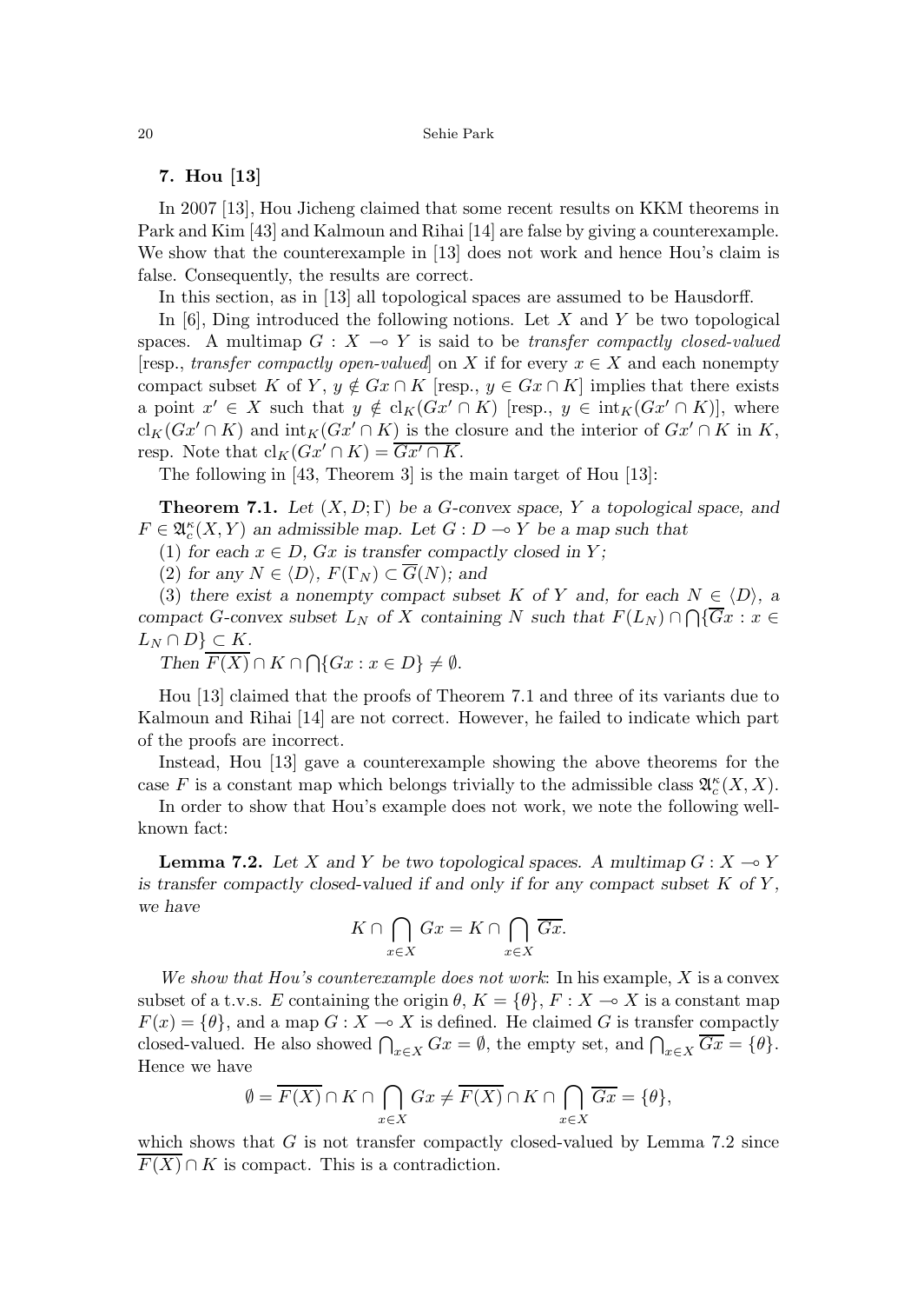## 7. Hou [13]

In 2007 [13], Hou Jicheng claimed that some recent results on KKM theorems in Park and Kim [43] and Kalmoun and Rihai [14] are false by giving a counterexample. We show that the counterexample in [13] does not work and hence Hou's claim is false. Consequently, the results are correct.

In this section, as in [13] all topological spaces are assumed to be Hausdorff.

In [6], Ding introduced the following notions. Let $X$ and $Y$ be two topological spaces. A multimap $G : X \multimap Y$ is said to be *transfer compactly closed-valued* [resp., *transfer compactly open-valued*] on $X$ if for every $x \in X$ and each nonempty compact subset $K$ of $Y$, $y \notin Gx \cap K$ [resp., $y \in Gx \cap K$] implies that there exists a point $x' \in X$ such that $y \notin \mathrm{cl}_K(Gx' \cap K)$ [resp., $y \in \mathrm{int}_K(Gx' \cap K)$], where $\mathrm{cl}_K(Gx' \cap K)$ and $\mathrm{int}_K(Gx' \cap K)$ is the closure and the interior of $Gx' \cap K$ in $K$, resp. Note that $\mathrm{cl}_K(Gx' \cap K) = \overline{Gx' \cap K}$.

The following in [43, Theorem 3] is the main target of Hou [13]:

**Theorem 7.1.** *Let $(X, D; \Gamma)$ be a $G$-convex space, $Y$ a topological space, and $F \in \mathfrak{A}_c^\kappa(X, Y)$ an admissible map. Let $G : D \multimap Y$ be a map such that*

(1) *for each $x \in D$, $Gx$ is transfer compactly closed in $Y$;*

(2) *for any $N \in \langle D \rangle$, $F(\Gamma_N) \subset \overline{G}(N)$; and*

(3) *there exist a nonempty compact subset $K$ of $Y$ and, for each $N \in \langle D \rangle$, a compact $G$-convex subset $L_N$ of $X$ containing $N$ such that $F(L_N) \cap \bigcap\{\overline{G}x : x \in L_N \cap D\} \subset K$.*

*Then $\overline{F(X)} \cap K \cap \bigcap\{Gx : x \in D\} \neq \emptyset$.*

Hou [13] claimed that the proofs of Theorem 7.1 and three of its variants due to Kalmoun and Rihai [14] are not correct. However, he failed to indicate which part of the proofs are incorrect.

Instead, Hou [13] gave a counterexample showing the above theorems for the case $F$ is a constant map which belongs trivially to the admissible class $\mathfrak{A}_c^\kappa(X, X)$.

In order to show that Hou's example does not work, we note the following well-known fact:

**Lemma 7.2.** *Let $X$ and $Y$ be two topological spaces. A multimap $G : X \multimap Y$ is transfer compactly closed-valued if and only if for any compact subset $K$ of $Y$, we have*

$$K \cap \bigcap_{x \in X} Gx = K \cap \bigcap_{x \in X} \overline{Gx}.$$

*We show that Hou's counterexample does not work*: In his example, $X$ is a convex subset of a t.v.s. $E$ containing the origin $\theta$, $K = \{\theta\}$, $F : X \multimap X$ is a constant map $F(x) = \{\theta\}$, and a map $G : X \multimap X$ is defined. He claimed $G$ is transfer compactly closed-valued. He also showed $\bigcap_{x \in X} Gx = \emptyset$, the empty set, and $\bigcap_{x \in X} \overline{Gx} = \{\theta\}$. Hence we have

$$\emptyset = \overline{F(X)} \cap K \cap \bigcap_{x \in X} Gx \neq \overline{F(X)} \cap K \cap \bigcap_{x \in X} \overline{Gx} = \{\theta\},$$

which shows that $G$ is not transfer compactly closed-valued by Lemma 7.2 since $\overline{F(X)} \cap K$ is compact. This is a contradiction.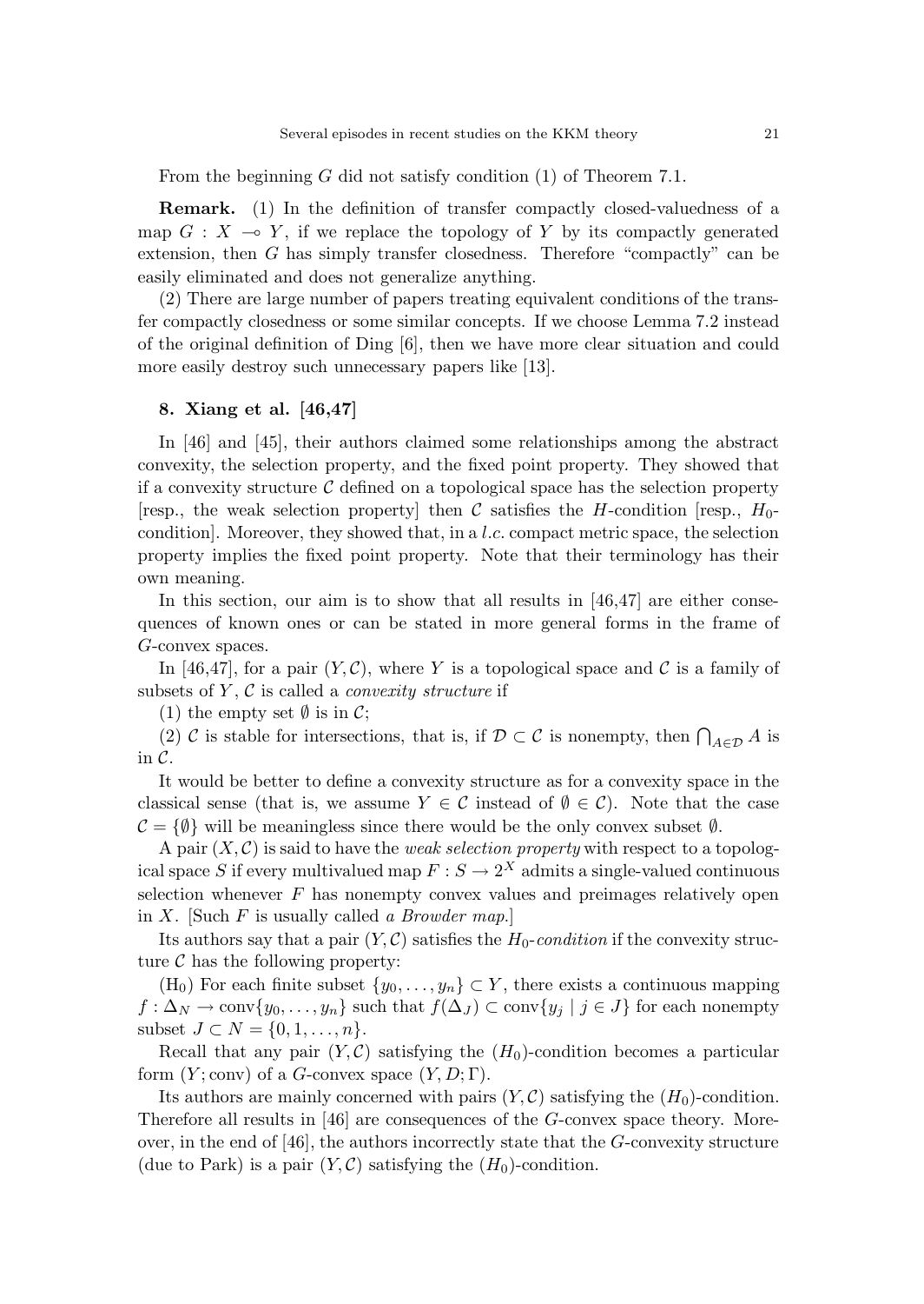From the beginning $G$ did not satisfy condition (1) of Theorem 7.1.

**Remark.** (1) In the definition of transfer compactly closed-valuedness of a map $G : X \multimap Y$, if we replace the topology of $Y$ by its compactly generated extension, then $G$ has simply transfer closedness. Therefore "compactly" can be easily eliminated and does not generalize anything.

(2) There are large number of papers treating equivalent conditions of the transfer compactly closedness or some similar concepts. If we choose Lemma 7.2 instead of the original definition of Ding [6], then we have more clear situation and could more easily destroy such unnecessary papers like [13].

## 8. Xiang et al. [46,47]

In [46] and [45], their authors claimed some relationships among the abstract convexity, the selection property, and the fixed point property. They showed that if a convexity structure $\mathcal{C}$ defined on a topological space has the selection property [resp., the weak selection property] then $\mathcal{C}$ satisfies the $H$-condition [resp., $H_0$-condition]. Moreover, they showed that, in a *l.c.* compact metric space, the selection property implies the fixed point property. Note that their terminology has their own meaning.

In this section, our aim is to show that all results in [46,47] are either consequences of known ones or can be stated in more general forms in the frame of $G$-convex spaces.

In [46,47], for a pair $(Y, \mathcal{C})$, where $Y$ is a topological space and $\mathcal{C}$ is a family of subsets of $Y$, $\mathcal{C}$ is called a *convexity structure* if

(1) the empty set $\emptyset$ is in $\mathcal{C}$;

(2) $\mathcal{C}$ is stable for intersections, that is, if $\mathcal{D} \subset \mathcal{C}$ is nonempty, then $\bigcap_{A \in \mathcal{D}} A$ is in $\mathcal{C}$.

It would be better to define a convexity structure as for a convexity space in the classical sense (that is, we assume $Y \in \mathcal{C}$ instead of $\emptyset \in \mathcal{C}$). Note that the case $\mathcal{C} = \{\emptyset\}$ will be meaningless since there would be the only convex subset $\emptyset$.

A pair $(X, \mathcal{C})$ is said to have the *weak selection property* with respect to a topological space $S$ if every multivalued map $F : S \to 2^X$ admits a single-valued continuous selection whenever $F$ has nonempty convex values and preimages relatively open in $X$. [Such $F$ is usually called *a Browder map*.]

Its authors say that a pair $(Y, \mathcal{C})$ satisfies the $H_0$-*condition* if the convexity structure $\mathcal{C}$ has the following property:

($\mathrm{H}_0$) For each finite subset $\{y_0, \ldots, y_n\} \subset Y$, there exists a continuous mapping $f : \Delta_N \to \mathrm{conv}\{y_0, \ldots, y_n\}$ such that $f(\Delta_J) \subset \mathrm{conv}\{y_j \mid j \in J\}$ for each nonempty subset $J \subset N = \{0, 1, \ldots, n\}$.

Recall that any pair $(Y, \mathcal{C})$ satisfying the $(H_0)$-condition becomes a particular form $(Y; \mathrm{conv})$ of a $G$-convex space $(Y, D; \Gamma)$.

Its authors are mainly concerned with pairs $(Y, \mathcal{C})$ satisfying the $(H_0)$-condition. Therefore all results in [46] are consequences of the $G$-convex space theory. Moreover, in the end of [46], the authors incorrectly state that the $G$-convexity structure (due to Park) is a pair $(Y, \mathcal{C})$ satisfying the $(H_0)$-condition.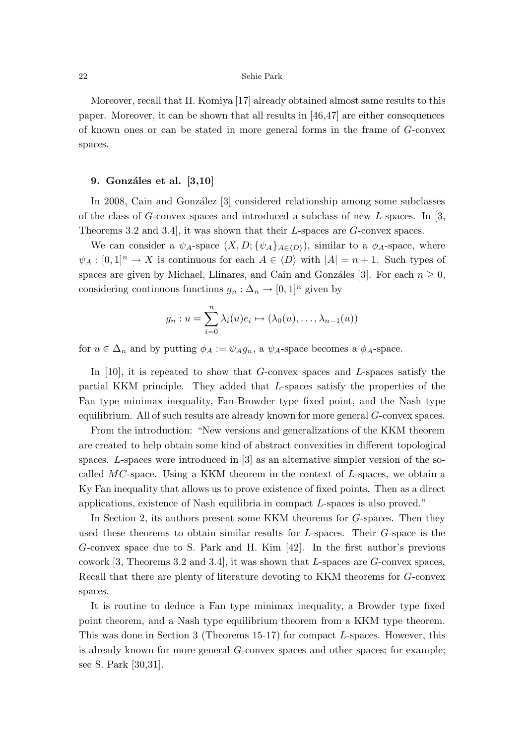Moreover, recall that H. Komiya [17] already obtained almost same results to this paper. Moreover, it can be shown that all results in [46,47] are either consequences of known ones or can be stated in more general forms in the frame of $G$-convex spaces.

## 9. Gonzáles et al. [3,10]

In 2008, Cain and González [3] considered relationship among some subclasses of the class of $G$-convex spaces and introduced a subclass of new $L$-spaces. In [3, Theorems 3.2 and 3.4], it was shown that their $L$-spaces are $G$-convex spaces.

We can consider a $\psi_A$-space $(X, D; \{\psi_A\}_{A\in\langle D\rangle})$, similar to a $\phi_A$-space, where $\psi_A : [0,1]^n \to X$ is continuous for each $A \in \langle D\rangle$ with $|A| = n+1$. Such types of spaces are given by Michael, Llinares, and Cain and Gonzáles [3]. For each $n \geq 0$, considering continuous functions $g_n : \Delta_n \to [0,1]^n$ given by

$$g_n : u = \sum_{i=0}^{n} \lambda_i(u)e_i \mapsto (\lambda_0(u), \dots, \lambda_{n-1}(u))$$

for $u \in \Delta_n$ and by putting $\phi_A := \psi_A g_n$, a $\psi_A$-space becomes a $\phi_A$-space.

In [10], it is repeated to show that $G$-convex spaces and $L$-spaces satisfy the partial KKM principle. They added that $L$-spaces satisfy the properties of the Fan type minimax inequality, Fan-Browder type fixed point, and the Nash type equilibrium. All of such results are already known for more general $G$-convex spaces.

From the introduction: "New versions and generalizations of the KKM theorem are created to help obtain some kind of abstract convexities in different topological spaces. $L$-spaces were introduced in [3] as an alternative simpler version of the so-called $MC$-space. Using a KKM theorem in the context of $L$-spaces, we obtain a Ky Fan inequality that allows us to prove existence of fixed points. Then as a direct applications, existence of Nash equilibria in compact $L$-spaces is also proved."

In Section 2, its authors present some KKM theorems for $G$-spaces. Then they used these theorems to obtain similar results for $L$-spaces. Their $G$-space is the $G$-convex space due to S. Park and H. Kim [42]. In the first author's previous cowork [3, Theorems 3.2 and 3.4], it was shown that $L$-spaces are $G$-convex spaces. Recall that there are plenty of literature devoting to KKM theorems for $G$-convex spaces.

It is routine to deduce a Fan type minimax inequality, a Browder type fixed point theorem, and a Nash type equilibrium theorem from a KKM type theorem. This was done in Section 3 (Theorems 15-17) for compact $L$-spaces. However, this is already known for more general $G$-convex spaces and other spaces; for example; see S. Park [30,31].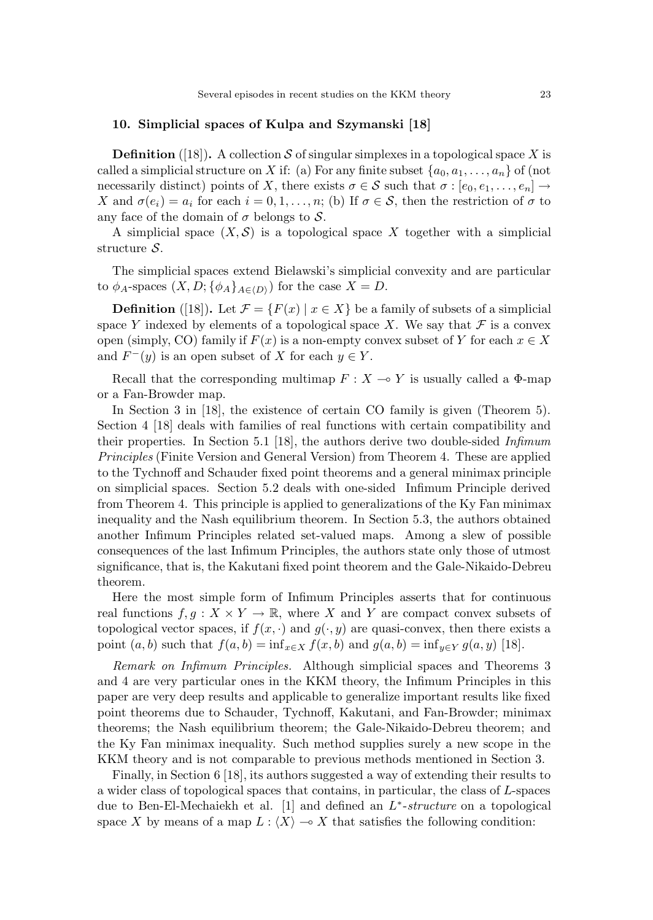## 10. Simplicial spaces of Kulpa and Szymanski [18]

**Definition** ([18])**.** A collection $\mathcal{S}$ of singular simplexes in a topological space $X$ is called a simplicial structure on $X$ if: (a) For any finite subset $\{a_0, a_1, \ldots, a_n\}$ of (not necessarily distinct) points of $X$, there exists $\sigma \in \mathcal{S}$ such that $\sigma : [e_0, e_1, \ldots, e_n] \to X$ and $\sigma(e_i) = a_i$ for each $i = 0, 1, \ldots, n$; (b) If $\sigma \in \mathcal{S}$, then the restriction of $\sigma$ to any face of the domain of $\sigma$ belongs to $\mathcal{S}$.

A simplicial space $(X, \mathcal{S})$ is a topological space $X$ together with a simplicial structure $\mathcal{S}$.

The simplicial spaces extend Bielawski's simplicial convexity and are particular to $\phi_A$-spaces $(X, D; \{\phi_A\}_{A \in \langle D \rangle})$ for the case $X = D$.

**Definition** ([18])**.** Let $\mathcal{F} = \{F(x) \mid x \in X\}$ be a family of subsets of a simplicial space $Y$ indexed by elements of a topological space $X$. We say that $\mathcal{F}$ is a convex open (simply, CO) family if $F(x)$ is a non-empty convex subset of $Y$ for each $x \in X$ and $F^{-}(y)$ is an open subset of $X$ for each $y \in Y$.

Recall that the corresponding multimap $F : X \multimap Y$ is usually called a $\Phi$-map or a Fan-Browder map.

In Section 3 in [18], the existence of certain CO family is given (Theorem 5). Section 4 [18] deals with families of real functions with certain compatibility and their properties. In Section 5.1 [18], the authors derive two double-sided *Infimum Principles* (Finite Version and General Version) from Theorem 4. These are applied to the Tychnoff and Schauder fixed point theorems and a general minimax principle on simplicial spaces. Section 5.2 deals with one-sided Infimum Principle derived from Theorem 4. This principle is applied to generalizations of the Ky Fan minimax inequality and the Nash equilibrium theorem. In Section 5.3, the authors obtained another Infimum Principles related set-valued maps. Among a slew of possible consequences of the last Infimum Principles, the authors state only those of utmost significance, that is, the Kakutani fixed point theorem and the Gale-Nikaido-Debreu theorem.

Here the most simple form of Infimum Principles asserts that for continuous real functions $f, g : X \times Y \to \mathbb{R}$, where $X$ and $Y$ are compact convex subsets of topological vector spaces, if $f(x, \cdot)$ and $g(\cdot, y)$ are quasi-convex, then there exists a point $(a, b)$ such that $f(a, b) = \inf_{x \in X} f(x, b)$ and $g(a, b) = \inf_{y \in Y} g(a, y)$ [18].

*Remark on Infimum Principles.* Although simplicial spaces and Theorems 3 and 4 are very particular ones in the KKM theory, the Infimum Principles in this paper are very deep results and applicable to generalize important results like fixed point theorems due to Schauder, Tychnoff, Kakutani, and Fan-Browder; minimax theorems; the Nash equilibrium theorem; the Gale-Nikaido-Debreu theorem; and the Ky Fan minimax inequality. Such method supplies surely a new scope in the KKM theory and is not comparable to previous methods mentioned in Section 3.

Finally, in Section 6 [18], its authors suggested a way of extending their results to a wider class of topological spaces that contains, in particular, the class of $L$-spaces due to Ben-El-Mechaiekh et al. [1] and defined an $L^*$-*structure* on a topological space $X$ by means of a map $L : \langle X \rangle \multimap X$ that satisfies the following condition: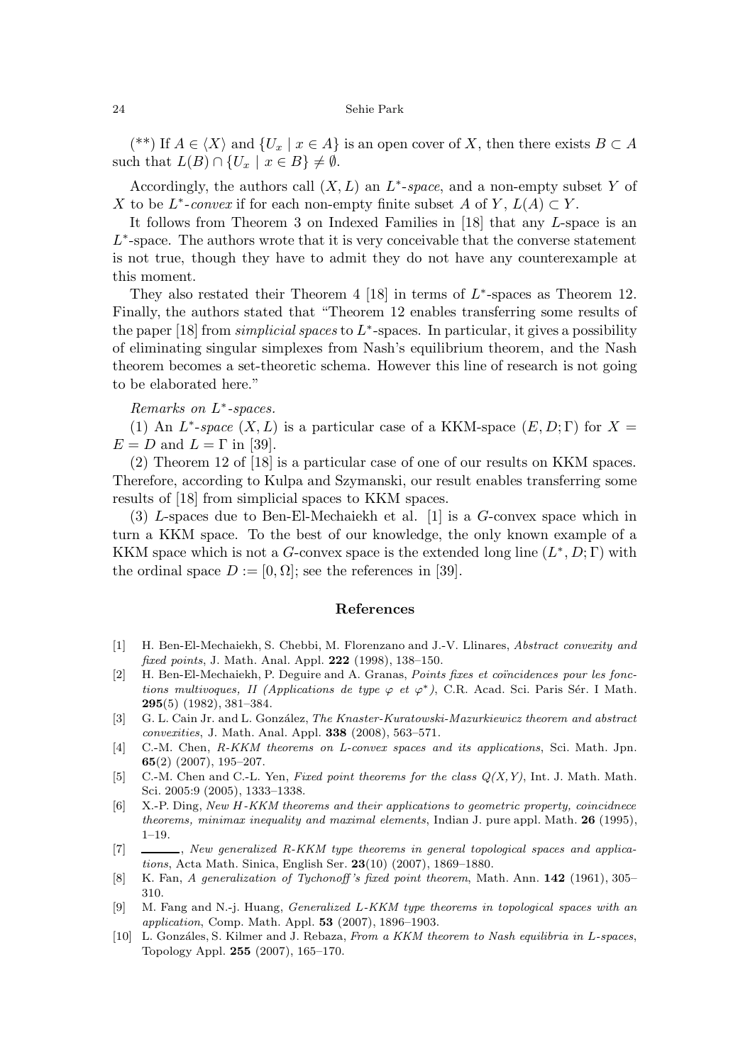(**) If $A \in \langle X \rangle$ and $\{U_x \mid x \in A\}$ is an open cover of $X$, then there exists $B \subset A$ such that $L(B) \cap \{U_x \mid x \in B\} \neq \emptyset$.

Accordingly, the authors call $(X, L)$ an *$L^*$-space*, and a non-empty subset $Y$ of $X$ to be *$L^*$-convex* if for each non-empty finite subset $A$ of $Y$, $L(A) \subset Y$.

It follows from Theorem 3 on Indexed Families in [18] that any $L$-space is an $L^*$-space. The authors wrote that it is very conceivable that the converse statement is not true, though they have to admit they do not have any counterexample at this moment.

They also restated their Theorem 4 [18] in terms of $L^*$-spaces as Theorem 12. Finally, the authors stated that "Theorem 12 enables transferring some results of the paper [18] from *simplicial spaces* to $L^*$-spaces. In particular, it gives a possibility of eliminating singular simplexes from Nash's equilibrium theorem, and the Nash theorem becomes a set-theoretic schema. However this line of research is not going to be elaborated here."

*Remarks on $L^*$-spaces.*

(1) An *$L^*$-space* $(X, L)$ is a particular case of a KKM-space $(E, D; \Gamma)$ for $X = E = D$ and $L = \Gamma$ in [39].

(2) Theorem 12 of [18] is a particular case of one of our results on KKM spaces. Therefore, according to Kulpa and Szymanski, our result enables transferring some results of [18] from simplicial spaces to KKM spaces.

(3) $L$-spaces due to Ben-El-Mechaiekh et al. [1] is a $G$-convex space which in turn a KKM space. To the best of our knowledge, the only known example of a KKM space which is not a $G$-convex space is the extended long line $(L^*, D; \Gamma)$ with the ordinal space $D := [0, \Omega]$; see the references in [39].

## References

[1] H. Ben-El-Mechaiekh, S. Chebbi, M. Florenzano and J.-V. Llinares, *Abstract convexity and fixed points*, J. Math. Anal. Appl. **222** (1998), 138–150.

[2] H. Ben-El-Mechaiekh, P. Deguire and A. Granas, *Points fixes et coïncidences pour les fonctions multivoques, II (Applications de type $\varphi$ et $\varphi^*$)*, C.R. Acad. Sci. Paris Sér. I Math. **295**(5) (1982), 381–384.

[3] G. L. Cain Jr. and L. González, *The Knaster-Kuratowski-Mazurkiewicz theorem and abstract convexities*, J. Math. Anal. Appl. **338** (2008), 563–571.

[4] C.-M. Chen, *R-KKM theorems on L-convex spaces and its applications*, Sci. Math. Jpn. **65**(2) (2007), 195–207.

[5] C.-M. Chen and C.-L. Yen, *Fixed point theorems for the class Q(X,Y)*, Int. J. Math. Math. Sci. 2005:9 (2005), 1333–1338.

[6] X.-P. Ding, *New H-KKM theorems and their applications to geometric property, coincidnece theorems, minimax inequality and maximal elements*, Indian J. pure appl. Math. **26** (1995), 1–19.

[7] ———, *New generalized R-KKM type theorems in general topological spaces and applications*, Acta Math. Sinica, English Ser. **23**(10) (2007), 1869–1880.

[8] K. Fan, *A generalization of Tychonoff's fixed point theorem*, Math. Ann. **142** (1961), 305–310.

[9] M. Fang and N.-j. Huang, *Generalized L-KKM type theorems in topological spaces with an application*, Comp. Math. Appl. **53** (2007), 1896–1903.

[10] L. Gonzáles, S. Kilmer and J. Rebaza, *From a KKM theorem to Nash equilibria in L-spaces*, Topology Appl. **255** (2007), 165–170.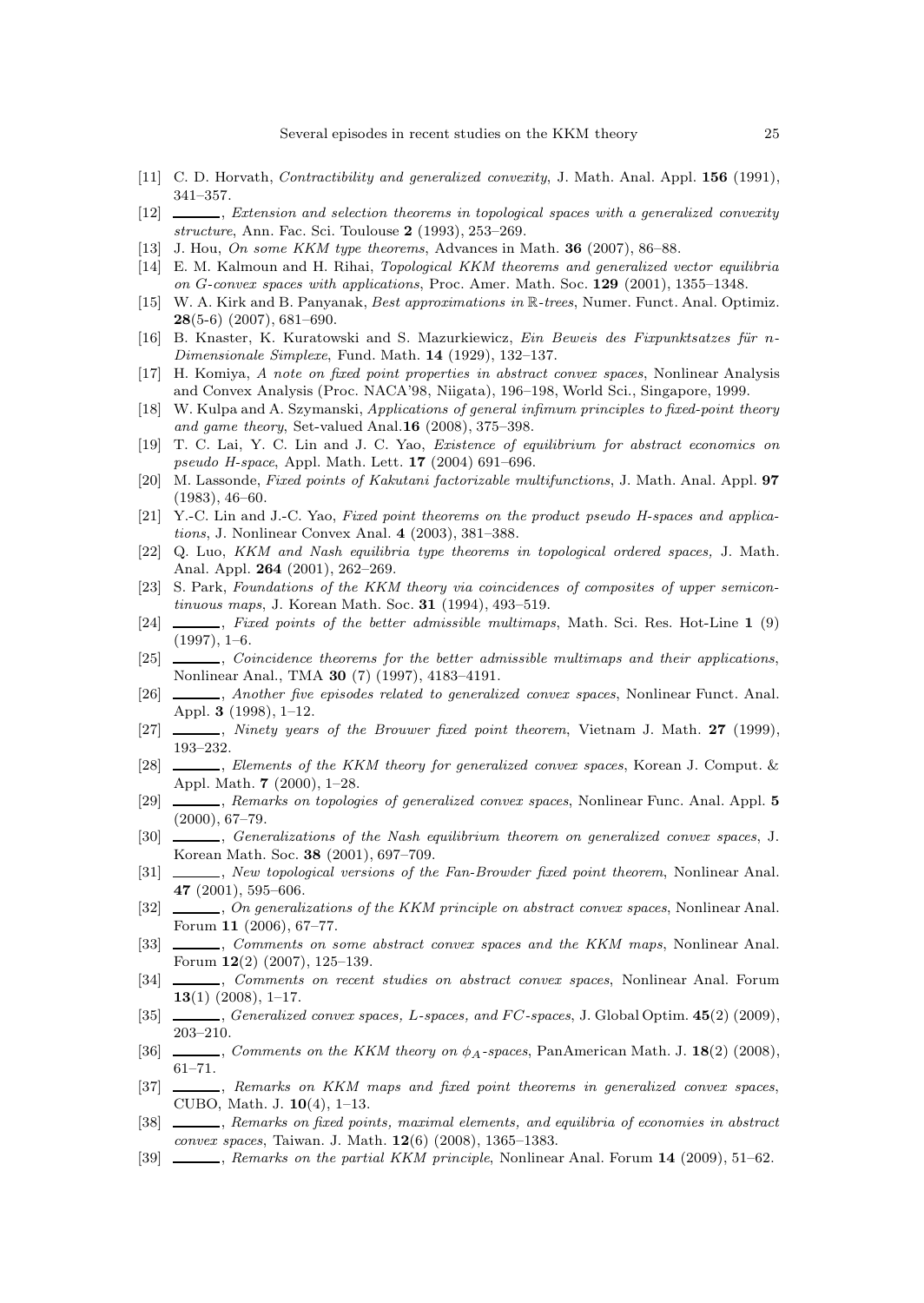[11] C. D. Horvath, *Contractibility and generalized convexity*, J. Math. Anal. Appl. **156** (1991), 341–357.

[12] ______, *Extension and selection theorems in topological spaces with a generalized convexity structure*, Ann. Fac. Sci. Toulouse **2** (1993), 253–269.

[13] J. Hou, *On some KKM type theorems*, Advances in Math. **36** (2007), 86–88.

[14] E. M. Kalmoun and H. Rihai, *Topological KKM theorems and generalized vector equilibria on G-convex spaces with applications*, Proc. Amer. Math. Soc. **129** (2001), 1355–1348.

[15] W. A. Kirk and B. Panyanak, *Best approximations in $\mathbb{R}$-trees*, Numer. Funct. Anal. Optimiz. **28**(5-6) (2007), 681–690.

[16] B. Knaster, K. Kuratowski and S. Mazurkiewicz, *Ein Beweis des Fixpunktsatzes für n-Dimensionale Simplexe*, Fund. Math. **14** (1929), 132–137.

[17] H. Komiya, *A note on fixed point properties in abstract convex spaces*, Nonlinear Analysis and Convex Analysis (Proc. NACA'98, Niigata), 196–198, World Sci., Singapore, 1999.

[18] W. Kulpa and A. Szymanski, *Applications of general infimum principles to fixed-point theory and game theory*, Set-valued Anal.**16** (2008), 375–398.

[19] T. C. Lai, Y. C. Lin and J. C. Yao, *Existence of equilibrium for abstract economics on pseudo H-space*, Appl. Math. Lett. **17** (2004) 691–696.

[20] M. Lassonde, *Fixed points of Kakutani factorizable multifunctions*, J. Math. Anal. Appl. **97** (1983), 46–60.

[21] Y.-C. Lin and J.-C. Yao, *Fixed point theorems on the product pseudo H-spaces and applications*, J. Nonlinear Convex Anal. **4** (2003), 381–388.

[22] Q. Luo, *KKM and Nash equilibria type theorems in topological ordered spaces,* J. Math. Anal. Appl. **264** (2001), 262–269.

[23] S. Park, *Foundations of the KKM theory via coincidences of composites of upper semicontinuous maps*, J. Korean Math. Soc. **31** (1994), 493–519.

[24] ______, *Fixed points of the better admissible multimaps*, Math. Sci. Res. Hot-Line **1** (9) (1997), 1–6.

[25] ______, *Coincidence theorems for the better admissible multimaps and their applications*, Nonlinear Anal., TMA **30** (7) (1997), 4183–4191.

[26] ______, *Another five episodes related to generalized convex spaces*, Nonlinear Funct. Anal. Appl. **3** (1998), 1–12.

[27] ______, *Ninety years of the Brouwer fixed point theorem*, Vietnam J. Math. **27** (1999), 193–232.

[28] ______, *Elements of the KKM theory for generalized convex spaces*, Korean J. Comput. & Appl. Math. **7** (2000), 1–28.

[29] ______, *Remarks on topologies of generalized convex spaces*, Nonlinear Func. Anal. Appl. **5** (2000), 67–79.

[30] ______, *Generalizations of the Nash equilibrium theorem on generalized convex spaces*, J. Korean Math. Soc. **38** (2001), 697–709.

[31] ______, *New topological versions of the Fan-Browder fixed point theorem*, Nonlinear Anal. **47** (2001), 595–606.

[32] ______, *On generalizations of the KKM principle on abstract convex spaces*, Nonlinear Anal. Forum **11** (2006), 67–77.

[33] ______, *Comments on some abstract convex spaces and the KKM maps*, Nonlinear Anal. Forum **12**(2) (2007), 125–139.

[34] ______, *Comments on recent studies on abstract convex spaces*, Nonlinear Anal. Forum **13**(1) (2008), 1–17.

[35] ______, *Generalized convex spaces, L-spaces, and FC-spaces*, J. Global Optim. **45**(2) (2009), 203–210.

[36] ______, *Comments on the KKM theory on $\phi_A$-spaces*, PanAmerican Math. J. **18**(2) (2008), 61–71.

[37] ______, *Remarks on KKM maps and fixed point theorems in generalized convex spaces*, CUBO, Math. J. **10**(4), 1–13.

[38] ______, *Remarks on fixed points, maximal elements, and equilibria of economies in abstract convex spaces*, Taiwan. J. Math. **12**(6) (2008), 1365–1383.

[39] ______, *Remarks on the partial KKM principle*, Nonlinear Anal. Forum **14** (2009), 51–62.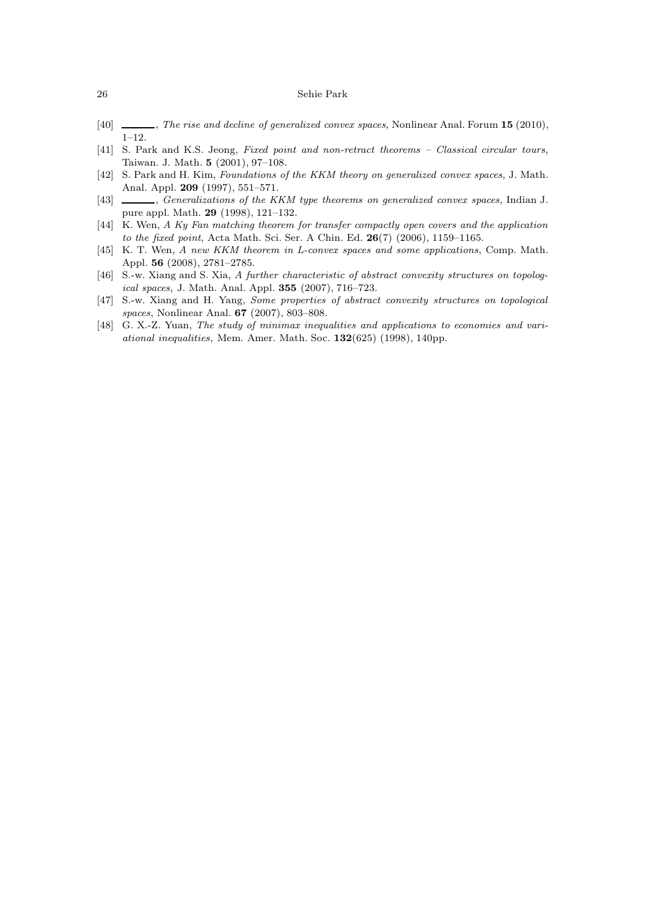[40] ______, *The rise and decline of generalized convex spaces*, Nonlinear Anal. Forum **15** (2010), 1–12.

[41] S. Park and K.S. Jeong, *Fixed point and non-retract theorems – Classical circular tours*, Taiwan. J. Math. **5** (2001), 97–108.

[42] S. Park and H. Kim, *Foundations of the KKM theory on generalized convex spaces*, J. Math. Anal. Appl. **209** (1997), 551–571.

[43] ______, *Generalizations of the KKM type theorems on generalized convex spaces*, Indian J. pure appl. Math. **29** (1998), 121–132.

[44] K. Wen, *A Ky Fan matching theorem for transfer compactly open covers and the application to the fixed point*, Acta Math. Sci. Ser. A Chin. Ed. **26**(7) (2006), 1159–1165.

[45] K. T. Wen, *A new KKM theorem in L-convex spaces and some applications*, Comp. Math. Appl. **56** (2008), 2781–2785.

[46] S.-w. Xiang and S. Xia, *A further characteristic of abstract convexity structures on topological spaces*, J. Math. Anal. Appl. **355** (2007), 716–723.

[47] S.-w. Xiang and H. Yang, *Some properties of abstract convexity structures on topological spaces*, Nonlinear Anal. **67** (2007), 803–808.

[48] G. X.-Z. Yuan, *The study of minimax inequalities and applications to economies and variational inequalities,* Mem. Amer. Math. Soc. **132**(625) (1998), 140pp.